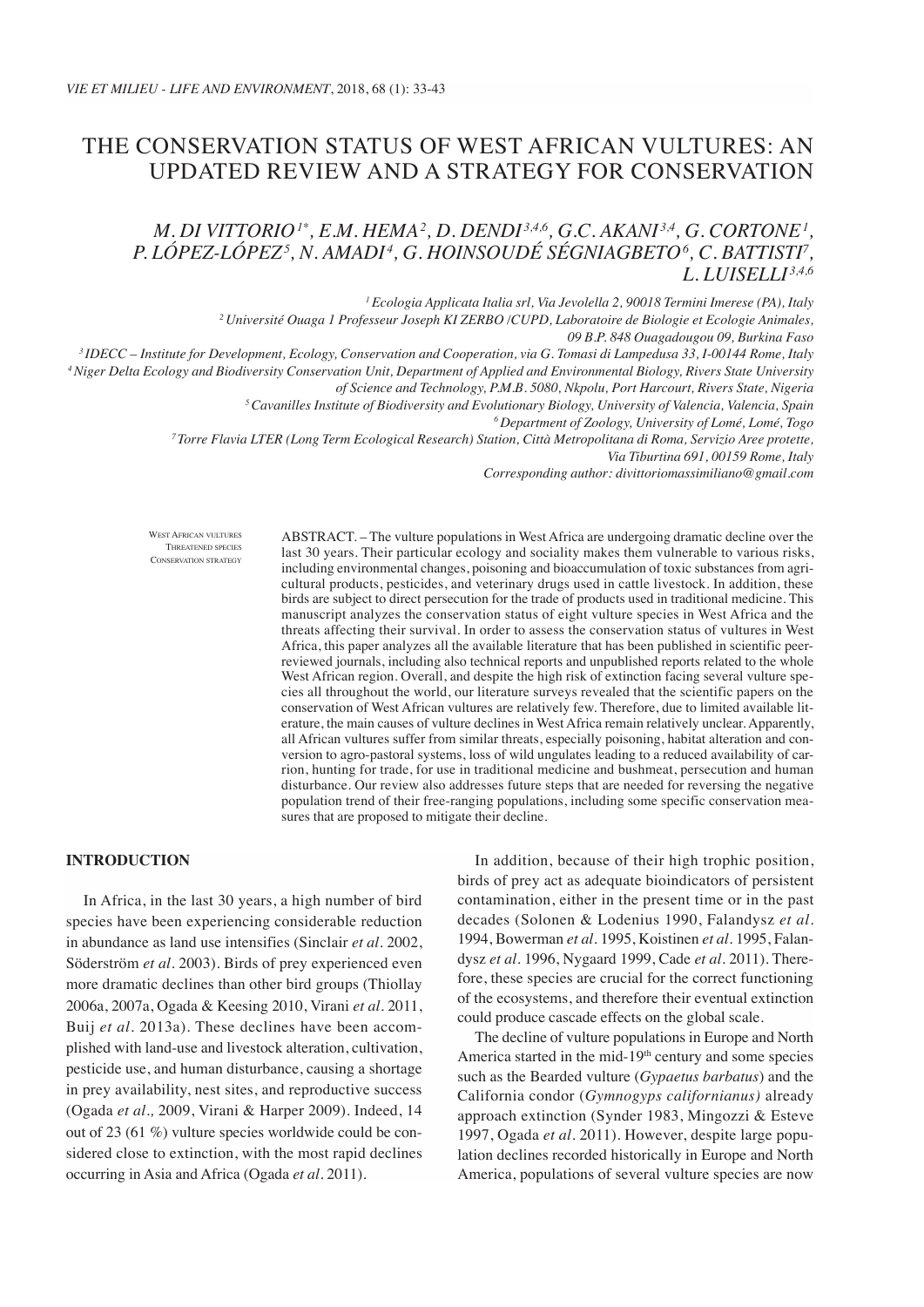# THE CONSERVATION STATUS OF WEST AFRICAN VULTURES: AN UPDATED REVIEW AND A STRATEGY FOR CONSERVATION

*M. DI VITTORIO[1*], E.M. HEMA[2], D. DENDI[3,4,6], G.C. AKANI[3,4], G. CORTONE[1], P. LÓPEZ-LÓPEZ[5], N. AMADI[4], G. HOINSOUDÉ SÉGNIAGBETO[6], C. BATTISTI[7], L. LUISELLI[3,4,6]*

[1] *Ecologia Applicata Italia srl, Via Jevolella 2, 90018 Termini Imerese (PA), Italy*
[2] *Université Ouaga 1 Professeur Joseph KI ZERBO /CUPD, Laboratoire de Biologie et Ecologie Animales, 09 B.P. 848 Ouagadougou 09, Burkina Faso*
[3] *IDECC – Institute for Development, Ecology, Conservation and Cooperation, via G. Tomasi di Lampedusa 33, I-00144 Rome, Italy*
[4] *Niger Delta Ecology and Biodiversity Conservation Unit, Department of Applied and Environmental Biology, Rivers State University of Science and Technology, P.M.B. 5080, Nkpolu, Port Harcourt, Rivers State, Nigeria*
[5] *Cavanilles Institute of Biodiversity and Evolutionary Biology, University of Valencia, Valencia, Spain*
[6] *Department of Zoology, University of Lomé, Lomé, Togo*
[7] *Torre Flavia LTER (Long Term Ecological Research) Station, Città Metropolitana di Roma, Servizio Aree protette, Via Tiburtina 691, 00159 Rome, Italy*
*Corresponding author: divittoriomassimiliano@gmail.com*

WEST AFRICAN VULTURES
THREATENED SPECIES
CONSERVATION STRATEGY

ABSTRACT. – The vulture populations in West Africa are undergoing dramatic decline over the last 30 years. Their particular ecology and sociality makes them vulnerable to various risks, including environmental changes, poisoning and bioaccumulation of toxic substances from agricultural products, pesticides, and veterinary drugs used in cattle livestock. In addition, these birds are subject to direct persecution for the trade of products used in traditional medicine. This manuscript analyzes the conservation status of eight vulture species in West Africa and the threats affecting their survival. In order to assess the conservation status of vultures in West Africa, this paper analyzes all the available literature that has been published in scientific peer-reviewed journals, including also technical reports and unpublished reports related to the whole West African region. Overall, and despite the high risk of extinction facing several vulture species all throughout the world, our literature surveys revealed that the scientific papers on the conservation of West African vultures are relatively few. Therefore, due to limited available literature, the main causes of vulture declines in West Africa remain relatively unclear. Apparently, all African vultures suffer from similar threats, especially poisoning, habitat alteration and conversion to agro-pastoral systems, loss of wild ungulates leading to a reduced availability of carrion, hunting for trade, for use in traditional medicine and bushmeat, persecution and human disturbance. Our review also addresses future steps that are needed for reversing the negative population trend of their free-ranging populations, including some specific conservation measures that are proposed to mitigate their decline.

## INTRODUCTION

In Africa, in the last 30 years, a high number of bird species have been experiencing considerable reduction in abundance as land use intensifies (Sinclair *et al.* 2002, Söderström *et al.* 2003). Birds of prey experienced even more dramatic declines than other bird groups (Thiollay 2006a, 2007a, Ogada & Keesing 2010, Virani *et al.* 2011, Buij *et al.* 2013a). These declines have been accomplished with land-use and livestock alteration, cultivation, pesticide use, and human disturbance, causing a shortage in prey availability, nest sites, and reproductive success (Ogada *et al.,* 2009, Virani & Harper 2009). Indeed, 14 out of 23 (61 %) vulture species worldwide could be considered close to extinction, with the most rapid declines occurring in Asia and Africa (Ogada *et al.* 2011).

In addition, because of their high trophic position, birds of prey act as adequate bioindicators of persistent contamination, either in the present time or in the past decades (Solonen & Lodenius 1990, Falandysz *et al.* 1994, Bowerman *et al.* 1995, Koistinen *et al.* 1995, Falandysz *et al.* 1996, Nygaard 1999, Cade *et al.* 2011). Therefore, these species are crucial for the correct functioning of the ecosystems, and therefore their eventual extinction could produce cascade effects on the global scale.

The decline of vulture populations in Europe and North America started in the mid-19th century and some species such as the Bearded vulture (*Gypaetus barbatus*) and the California condor (*Gymnogyps californianus)* already approach extinction (Synder 1983, Mingozzi & Esteve 1997, Ogada *et al.* 2011). However, despite large population declines recorded historically in Europe and North America, populations of several vulture species are now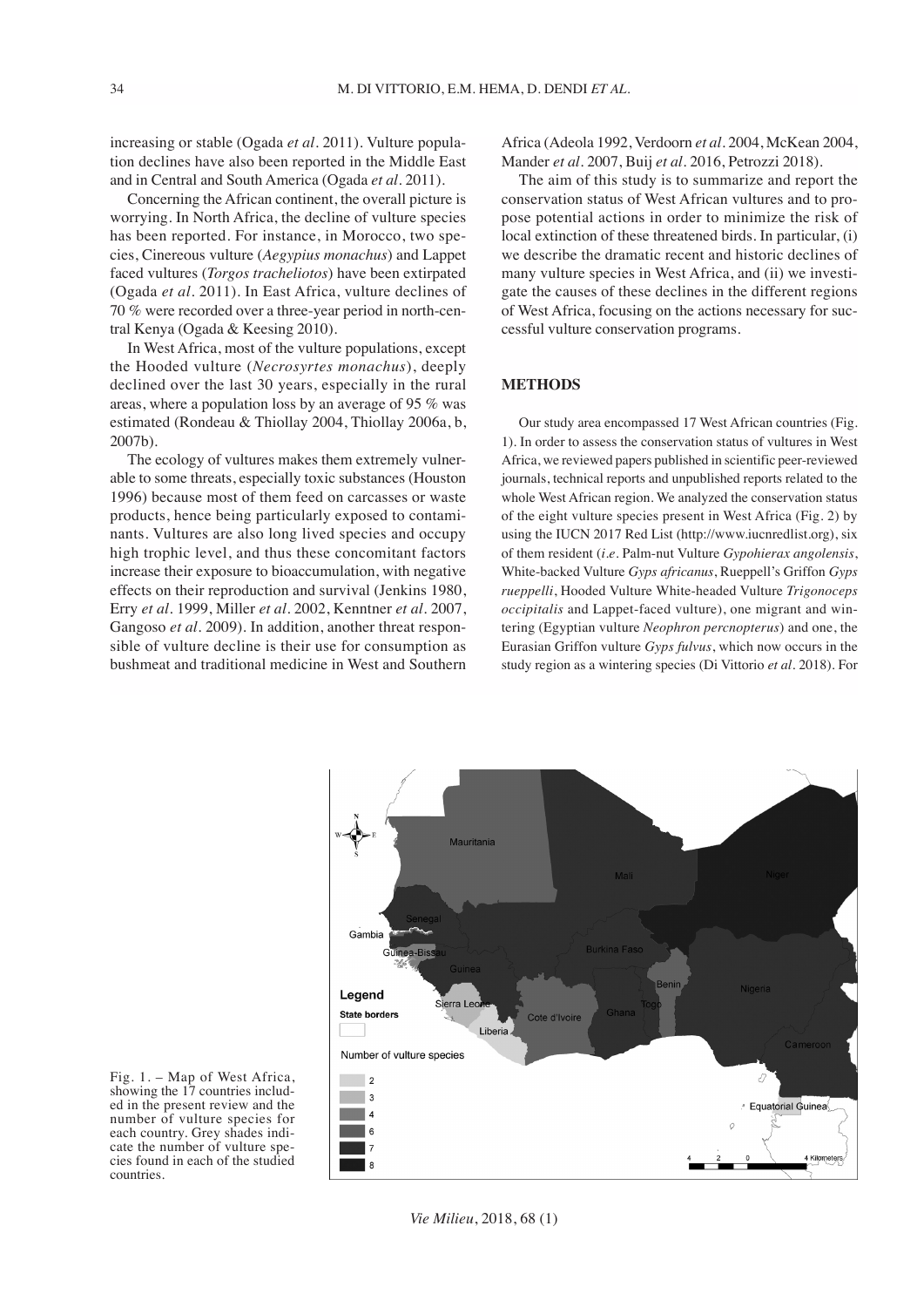increasing or stable (Ogada *et al.* 2011). Vulture population declines have also been reported in the Middle East and in Central and South America (Ogada *et al.* 2011).

Concerning the African continent, the overall picture is worrying. In North Africa, the decline of vulture species has been reported. For instance, in Morocco, two species, Cinereous vulture (*Aegypius monachus*) and Lappet faced vultures (*Torgos tracheliotos*) have been extirpated (Ogada *et al.* 2011). In East Africa, vulture declines of 70 % were recorded over a three-year period in north-central Kenya (Ogada & Keesing 2010).

In West Africa, most of the vulture populations, except the Hooded vulture (*Necrosyrtes monachus*), deeply declined over the last 30 years, especially in the rural areas, where a population loss by an average of 95 % was estimated (Rondeau & Thiollay 2004, Thiollay 2006a, b, 2007b).

The ecology of vultures makes them extremely vulnerable to some threats, especially toxic substances (Houston 1996) because most of them feed on carcasses or waste products, hence being particularly exposed to contaminants. Vultures are also long lived species and occupy high trophic level, and thus these concomitant factors increase their exposure to bioaccumulation, with negative effects on their reproduction and survival (Jenkins 1980, Erry *et al.* 1999, Miller *et al.* 2002, Kenntner *et al.* 2007, Gangoso *et al.* 2009). In addition, another threat responsible of vulture decline is their use for consumption as bushmeat and traditional medicine in West and Southern Africa (Adeola 1992, Verdoorn *et al.* 2004, McKean 2004, Mander *et al.* 2007, Buij *et al.* 2016, Petrozzi 2018).

The aim of this study is to summarize and report the conservation status of West African vultures and to propose potential actions in order to minimize the risk of local extinction of these threatened birds. In particular, (i) we describe the dramatic recent and historic declines of many vulture species in West Africa, and (ii) we investigate the causes of these declines in the different regions of West Africa, focusing on the actions necessary for successful vulture conservation programs.

## METHODS

Our study area encompassed 17 West African countries (Fig. 1). In order to assess the conservation status of vultures in West Africa, we reviewed papers published in scientific peer-reviewed journals, technical reports and unpublished reports related to the whole West African region. We analyzed the conservation status of the eight vulture species present in West Africa (Fig. 2) by using the IUCN 2017 Red List (http://www.iucnredlist.org), six of them resident (*i.e.* Palm-nut Vulture *Gypohierax angolensis*, White-backed Vulture *Gyps africanus*, Rueppell's Griffon *Gyps rueppelli*, Hooded Vulture White-headed Vulture *Trigonoceps occipitalis* and Lappet-faced vulture), one migrant and wintering (Egyptian vulture *Neophron percnopterus*) and one, the Eurasian Griffon vulture *Gyps fulvus*, which now occurs in the study region as a wintering species (Di Vittorio *et al.* 2018). For

Fig. 1. – Map of West Africa, showing the 17 countries included in the present review and the number of vulture species for each country. Grey shades indicate the number of vulture species found in each of the studied countries.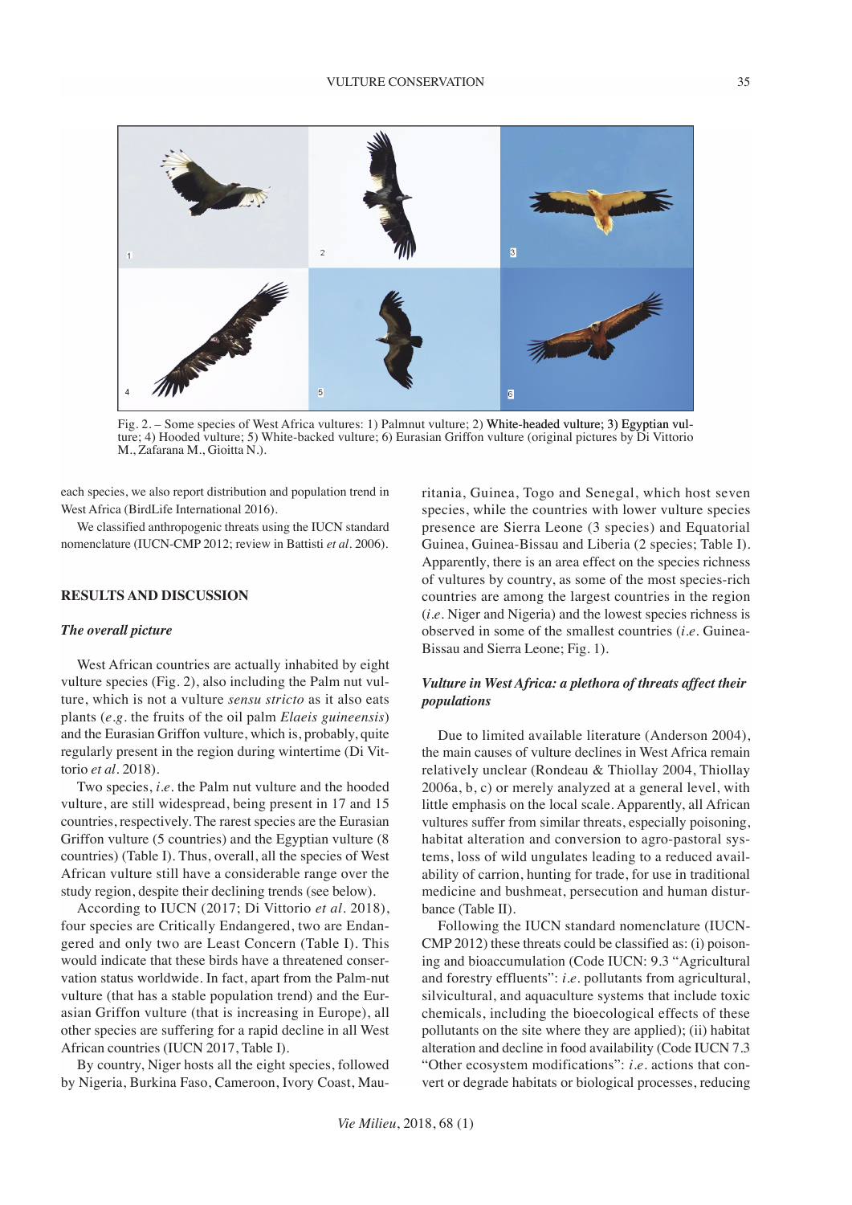Fig. 2. – Some species of West Africa vultures: 1) Palmnut vulture; 2) White-headed vulture; 3) Egyptian vulture; 4) Hooded vulture; 5) White-backed vulture; 6) Eurasian Griffon vulture (original pictures by Di Vittorio M., Zafarana M., Gioitta N.).

each species, we also report distribution and population trend in West Africa (BirdLife International 2016).

We classified anthropogenic threats using the IUCN standard nomenclature (IUCN-CMP 2012; review in Battisti *et al.* 2006).

## RESULTS AND DISCUSSION

### *The overall picture*

West African countries are actually inhabited by eight vulture species (Fig. 2), also including the Palm nut vulture, which is not a vulture *sensu stricto* as it also eats plants (*e.g.* the fruits of the oil palm *Elaeis guineensis*) and the Eurasian Griffon vulture, which is, probably, quite regularly present in the region during wintertime (Di Vittorio *et al.* 2018).

Two species, *i.e.* the Palm nut vulture and the hooded vulture, are still widespread, being present in 17 and 15 countries, respectively. The rarest species are the Eurasian Griffon vulture (5 countries) and the Egyptian vulture (8 countries) (Table I). Thus, overall, all the species of West African vulture still have a considerable range over the study region, despite their declining trends (see below).

According to IUCN (2017; Di Vittorio *et al.* 2018), four species are Critically Endangered, two are Endangered and only two are Least Concern (Table I). This would indicate that these birds have a threatened conservation status worldwide. In fact, apart from the Palm-nut vulture (that has a stable population trend) and the Eurasian Griffon vulture (that is increasing in Europe), all other species are suffering for a rapid decline in all West African countries (IUCN 2017, Table I).

By country, Niger hosts all the eight species, followed by Nigeria, Burkina Faso, Cameroon, Ivory Coast, Mauritania, Guinea, Togo and Senegal, which host seven species, while the countries with lower vulture species presence are Sierra Leone (3 species) and Equatorial Guinea, Guinea-Bissau and Liberia (2 species; Table I). Apparently, there is an area effect on the species richness of vultures by country, as some of the most species-rich countries are among the largest countries in the region (*i.e.* Niger and Nigeria) and the lowest species richness is observed in some of the smallest countries (*i.e.* Guinea-Bissau and Sierra Leone; Fig. 1).

### *Vulture in West Africa: a plethora of threats affect their populations*

Due to limited available literature (Anderson 2004), the main causes of vulture declines in West Africa remain relatively unclear (Rondeau & Thiollay 2004, Thiollay 2006a, b, c) or merely analyzed at a general level, with little emphasis on the local scale. Apparently, all African vultures suffer from similar threats, especially poisoning, habitat alteration and conversion to agro-pastoral systems, loss of wild ungulates leading to a reduced availability of carrion, hunting for trade, for use in traditional medicine and bushmeat, persecution and human disturbance (Table II).

Following the IUCN standard nomenclature (IUCN-CMP 2012) these threats could be classified as: (i) poisoning and bioaccumulation (Code IUCN: 9.3 "Agricultural and forestry effluents": *i.e.* pollutants from agricultural, silvicultural, and aquaculture systems that include toxic chemicals, including the bioecological effects of these pollutants on the site where they are applied); (ii) habitat alteration and decline in food availability (Code IUCN 7.3 "Other ecosystem modifications": *i.e.* actions that convert or degrade habitats or biological processes, reducing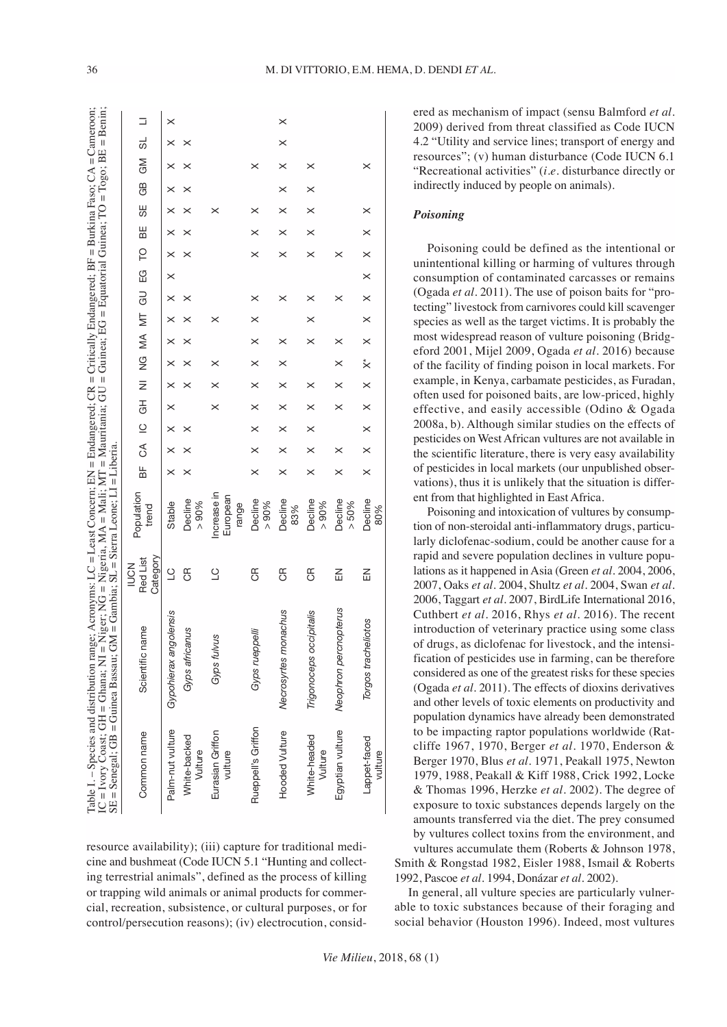Table I. – Species and distribution range; Acronyms: LC = Least Concern; EN = Endangered; CR = Critically Endangered; BF = Burkina Faso; CA = Cameroon; IC = Ivory Coast; GH = Ghana; NI = Niger; NG = Nigeria, MA = Mali; MT = Mauritania; GU = Guinea; EG = Equatorial Guinea; TO = Togo; BE = Benin; SE = Senegal; GB = Guinea Bassau; GM = Gambia; SL = Sierra Leone; LI = Liberia.

| Common name | Scientific name | IUCN Red List Category | Population trend | BF | CA | IC | GH | NI | NG | MA | MT | GU | EG | TO | BE | SE | GB | GM | SL | LI |
|---|---|---|---|---|---|---|---|---|---|---|---|---|---|---|---|---|---|---|---|---|
| Palm-nut vulture | *Gypohierax angolensis* | LC | Stable | × | × | × | × | × | × | × | × | × | × | × | × | × | × | × | × | × |
| White-backed Vulture | *Gyps africanus* | CR | Decline > 90% | × | × | × | | × | × | × | × | × | | × | × | × | × | × | × | |
| Eurasian Griffon vulture | *Gyps fulvus* | LC | Increase in European range | | | | × | × | × | | × | | | | | × | | | | |
| Rueppell's Griffon | *Gyps rueppelli* | CR | Decline > 90% | × | × | × | × | × | × | × | × | × | | × | × | × | | × | | |
| Hooded Vulture | *Necrosyrtes monachus* | CR | Decline 83% | × | × | × | × | × | × | × | | × | | × | × | × | × | × | × | × |
| White-headed Vulture | *Trigonoceps occipitalis* | CR | Decline > 90% | × | × | × | × | × | | × | × | × | | × | × | × | × | × | | |
| Egyptian vulture | *Neophron percnopterus* | EN | Decline > 50% | × | × | | × | × | × | × | | × | | × | | | | | | |
| Lappet-faced vulture | *Torgos tracheliotos* | EN | Decline 80% | × | × | × | × | × | ×* | × | × | × | × | × | × | × | | × | | |

resource availability); (iii) capture for traditional medicine and bushmeat (Code IUCN 5.1 "Hunting and collecting terrestrial animals", defined as the process of killing or trapping wild animals or animal products for commercial, recreation, subsistence, or cultural purposes, or for control/persecution reasons); (iv) electrocution, considered as mechanism of impact (sensu Balmford *et al.* 2009) derived from threat classified as Code IUCN 4.2 "Utility and service lines; transport of energy and resources"; (v) human disturbance (Code IUCN 6.1 "Recreational activities" (*i.e.* disturbance directly or indirectly induced by people on animals).

### *Poisoning*

Poisoning could be defined as the intentional or unintentional killing or harming of vultures through consumption of contaminated carcasses or remains (Ogada *et al.* 2011). The use of poison baits for "protecting" livestock from carnivores could kill scavenger species as well as the target victims. It is probably the most widespread reason of vulture poisoning (Bridgeford 2001, Mijel 2009, Ogada *et al.* 2016) because of the facility of finding poison in local markets. For example, in Kenya, carbamate pesticides, as Furadan, often used for poisoned baits, are low-priced, highly effective, and easily accessible (Odino & Ogada 2008a, b). Although similar studies on the effects of pesticides on West African vultures are not available in the scientific literature, there is very easy availability of pesticides in local markets (our unpublished observations), thus it is unlikely that the situation is different from that highlighted in East Africa.

Poisoning and intoxication of vultures by consumption of non-steroidal anti-inflammatory drugs, particularly diclofenac-sodium, could be another cause for a rapid and severe population declines in vulture populations as it happened in Asia (Green *et al.* 2004, 2006, 2007, Oaks *et al.* 2004, Shultz *et al.* 2004, Swan *et al.* 2006, Taggart *et al.* 2007, BirdLife International 2016, Cuthbert *et al.* 2016, Rhys *et al.* 2016). The recent introduction of veterinary practice using some class of drugs, as diclofenac for livestock, and the intensification of pesticides use in farming, can be therefore considered as one of the greatest risks for these species (Ogada *et al.* 2011). The effects of dioxins derivatives and other levels of toxic elements on productivity and population dynamics have already been demonstrated to be impacting raptor populations worldwide (Ratcliffe 1967, 1970, Berger *et al.* 1970, Enderson & Berger 1970, Blus *et al.* 1971, Peakall 1975, Newton 1979, 1988, Peakall & Kiff 1988, Crick 1992, Locke & Thomas 1996, Herzke *et al.* 2002). The degree of exposure to toxic substances depends largely on the amounts transferred via the diet. The prey consumed by vultures collect toxins from the environment, and vultures accumulate them (Roberts & Johnson 1978, Smith & Rongstad 1982, Eisler 1988, Ismail & Roberts 1992, Pascoe *et al.* 1994, Donázar *et al.* 2002).

In general, all vulture species are particularly vulnerable to toxic substances because of their foraging and social behavior (Houston 1996). Indeed, most vultures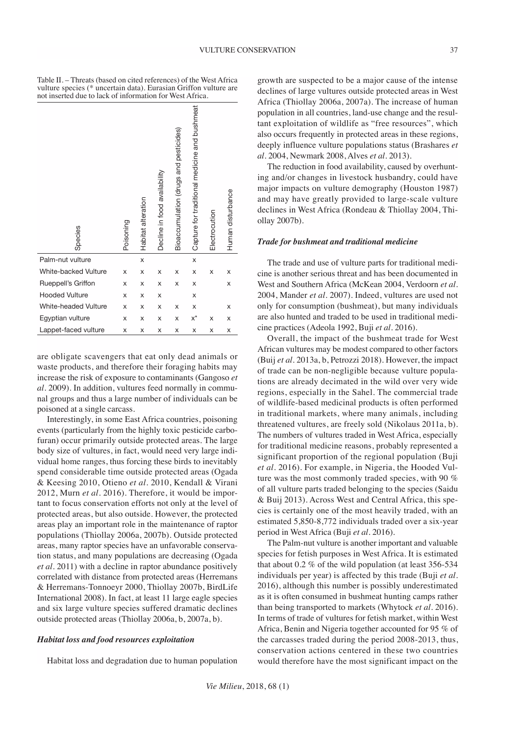Table II. – Threats (based on cited references) of the West Africa vulture species (* uncertain data). Eurasian Griffon vulture are not inserted due to lack of information for West Africa.

| Species | Poisoning | Habitat alteration | Decline in food availability | Bioaccumulation (drugs and pesticides) | Capture for traditional medicine and bushmeat | Electrocution | Human disturbance |
|---|---|---|---|---|---|---|---|
| Palm-nut vulture | | x | | | x | | |
| White-backed Vulture | x | x | x | x | x | x | x |
| Rueppell's Griffon | x | x | x | x | x | | x |
| Hooded Vulture | x | x | x | | x | | |
| White-headed Vulture | x | x | x | x | x | | x |
| Egyptian vulture | x | x | x | x | x* | x | x |
| Lappet-faced vulture | x | x | x | x | x | x | x |

are obligate scavengers that eat only dead animals or waste products, and therefore their foraging habits may increase the risk of exposure to contaminants (Gangoso *et al.* 2009). In addition, vultures feed normally in communal groups and thus a large number of individuals can be poisoned at a single carcass.

Interestingly, in some East Africa countries, poisoning events (particularly from the highly toxic pesticide carbofuran) occur primarily outside protected areas. The large body size of vultures, in fact, would need very large individual home ranges, thus forcing these birds to inevitably spend considerable time outside protected areas (Ogada & Keesing 2010, Otieno *et al.* 2010, Kendall & Virani 2012, Murn *et al.* 2016). Therefore, it would be important to focus conservation efforts not only at the level of protected areas, but also outside. However, the protected areas play an important role in the maintenance of raptor populations (Thiollay 2006a, 2007b). Outside protected areas, many raptor species have an unfavorable conservation status, and many populations are decreasing (Ogada *et al.* 2011) with a decline in raptor abundance positively correlated with distance from protected areas (Herremans & Herremans-Tonnoeyr 2000, Thiollay 2007b, BirdLife International 2008). In fact, at least 11 large eagle species and six large vulture species suffered dramatic declines outside protected areas (Thiollay 2006a, b, 2007a, b).

### *Habitat loss and food resources exploitation*

Habitat loss and degradation due to human population growth are suspected to be a major cause of the intense declines of large vultures outside protected areas in West Africa (Thiollay 2006a, 2007a). The increase of human population in all countries, land-use change and the resultant exploitation of wildlife as "free resources", which also occurs frequently in protected areas in these regions, deeply influence vulture populations status (Brashares *et al.* 2004, Newmark 2008, Alves *et al.* 2013).

The reduction in food availability, caused by overhunting and/or changes in livestock husbandry, could have major impacts on vulture demography (Houston 1987) and may have greatly provided to large-scale vulture declines in West Africa (Rondeau & Thiollay 2004, Thiollay 2007b).

### *Trade for bushmeat and traditional medicine*

The trade and use of vulture parts for traditional medicine is another serious threat and has been documented in West and Southern Africa (McKean 2004, Verdoorn *et al.* 2004, Mander *et al.* 2007). Indeed, vultures are used not only for consumption (bushmeat), but many individuals are also hunted and traded to be used in traditional medicine practices (Adeola 1992, Buji *et al.* 2016).

Overall, the impact of the bushmeat trade for West African vultures may be modest compared to other factors (Buij *et al.* 2013a, b, Petrozzi 2018). However, the impact of trade can be non-negligible because vulture populations are already decimated in the wild over very wide regions, especially in the Sahel. The commercial trade of wildlife-based medicinal products is often performed in traditional markets, where many animals, including threatened vultures, are freely sold (Nikolaus 2011a, b). The numbers of vultures traded in West Africa, especially for traditional medicine reasons, probably represented a significant proportion of the regional population (Buji *et al.* 2016). For example, in Nigeria, the Hooded Vulture was the most commonly traded species, with 90 % of all vulture parts traded belonging to the species (Saidu & Buij 2013). Across West and Central Africa, this species is certainly one of the most heavily traded, with an estimated 5,850-8,772 individuals traded over a six-year period in West Africa (Buji *et al.* 2016).

The Palm-nut vulture is another important and valuable species for fetish purposes in West Africa. It is estimated that about 0.2 % of the wild population (at least 356-534 individuals per year) is affected by this trade (Buji *et al.* 2016), although this number is possibly underestimated as it is often consumed in bushmeat hunting camps rather than being transported to markets (Whytock *et al.* 2016). In terms of trade of vultures for fetish market, within West Africa, Benin and Nigeria together accounted for 95 % of the carcasses traded during the period 2008-2013, thus, conservation actions centered in these two countries would therefore have the most significant impact on the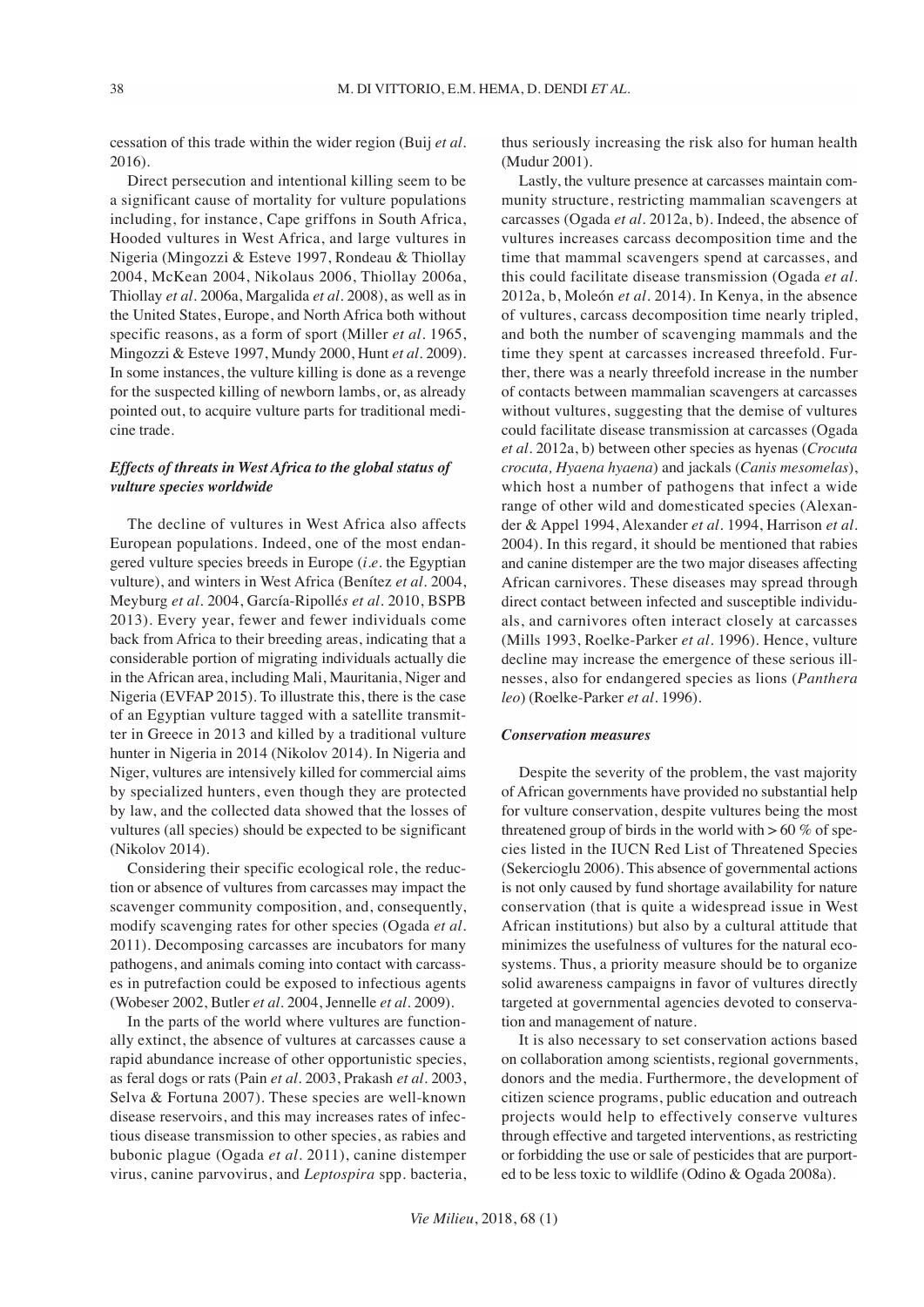cessation of this trade within the wider region (Buij *et al.* 2016).

Direct persecution and intentional killing seem to be a significant cause of mortality for vulture populations including, for instance, Cape griffons in South Africa, Hooded vultures in West Africa, and large vultures in Nigeria (Mingozzi & Esteve 1997, Rondeau & Thiollay 2004, McKean 2004, Nikolaus 2006, Thiollay 2006a, Thiollay *et al.* 2006a, Margalida *et al.* 2008), as well as in the United States, Europe, and North Africa both without specific reasons, as a form of sport (Miller *et al.* 1965, Mingozzi & Esteve 1997, Mundy 2000, Hunt *et al.* 2009). In some instances, the vulture killing is done as a revenge for the suspected killing of newborn lambs, or, as already pointed out, to acquire vulture parts for traditional medicine trade.

### *Effects of threats in West Africa to the global status of vulture species worldwide*

The decline of vultures in West Africa also affects European populations. Indeed, one of the most endangered vulture species breeds in Europe (*i.e.* the Egyptian vulture), and winters in West Africa (Benítez *et al.* 2004, Meyburg *et al.* 2004, García-Ripollés *et al.* 2010, BSPB 2013). Every year, fewer and fewer individuals come back from Africa to their breeding areas, indicating that a considerable portion of migrating individuals actually die in the African area, including Mali, Mauritania, Niger and Nigeria (EVFAP 2015). To illustrate this, there is the case of an Egyptian vulture tagged with a satellite transmitter in Greece in 2013 and killed by a traditional vulture hunter in Nigeria in 2014 (Nikolov 2014). In Nigeria and Niger, vultures are intensively killed for commercial aims by specialized hunters, even though they are protected by law, and the collected data showed that the losses of vultures (all species) should be expected to be significant (Nikolov 2014).

Considering their specific ecological role, the reduction or absence of vultures from carcasses may impact the scavenger community composition, and, consequently, modify scavenging rates for other species (Ogada *et al.* 2011). Decomposing carcasses are incubators for many pathogens, and animals coming into contact with carcasses in putrefaction could be exposed to infectious agents (Wobeser 2002, Butler *et al.* 2004, Jennelle *et al.* 2009).

In the parts of the world where vultures are functionally extinct, the absence of vultures at carcasses cause a rapid abundance increase of other opportunistic species, as feral dogs or rats (Pain *et al.* 2003, Prakash *et al.* 2003, Selva & Fortuna 2007). These species are well-known disease reservoirs, and this may increases rates of infectious disease transmission to other species, as rabies and bubonic plague (Ogada *et al.* 2011), canine distemper virus, canine parvovirus, and *Leptospira* spp. bacteria, thus seriously increasing the risk also for human health (Mudur 2001).

Lastly, the vulture presence at carcasses maintain community structure, restricting mammalian scavengers at carcasses (Ogada *et al.* 2012a, b). Indeed, the absence of vultures increases carcass decomposition time and the time that mammal scavengers spend at carcasses, and this could facilitate disease transmission (Ogada *et al.* 2012a, b, Moleón *et al.* 2014). In Kenya, in the absence of vultures, carcass decomposition time nearly tripled, and both the number of scavenging mammals and the time they spent at carcasses increased threefold. Further, there was a nearly threefold increase in the number of contacts between mammalian scavengers at carcasses without vultures, suggesting that the demise of vultures could facilitate disease transmission at carcasses (Ogada *et al.* 2012a, b) between other species as hyenas (*Crocuta crocuta, Hyaena hyaena*) and jackals (*Canis mesomelas*), which host a number of pathogens that infect a wide range of other wild and domesticated species (Alexander & Appel 1994, Alexander *et al.* 1994, Harrison *et al.* 2004). In this regard, it should be mentioned that rabies and canine distemper are the two major diseases affecting African carnivores. These diseases may spread through direct contact between infected and susceptible individuals, and carnivores often interact closely at carcasses (Mills 1993, Roelke-Parker *et al.* 1996). Hence, vulture decline may increase the emergence of these serious illnesses, also for endangered species as lions (*Panthera leo*) (Roelke-Parker *et al.* 1996).

### *Conservation measures*

Despite the severity of the problem, the vast majority of African governments have provided no substantial help for vulture conservation, despite vultures being the most threatened group of birds in the world with > 60 % of species listed in the IUCN Red List of Threatened Species (Sekercioglu 2006). This absence of governmental actions is not only caused by fund shortage availability for nature conservation (that is quite a widespread issue in West African institutions) but also by a cultural attitude that minimizes the usefulness of vultures for the natural ecosystems. Thus, a priority measure should be to organize solid awareness campaigns in favor of vultures directly targeted at governmental agencies devoted to conservation and management of nature.

It is also necessary to set conservation actions based on collaboration among scientists, regional governments, donors and the media. Furthermore, the development of citizen science programs, public education and outreach projects would help to effectively conserve vultures through effective and targeted interventions, as restricting or forbidding the use or sale of pesticides that are purported to be less toxic to wildlife (Odino & Ogada 2008a).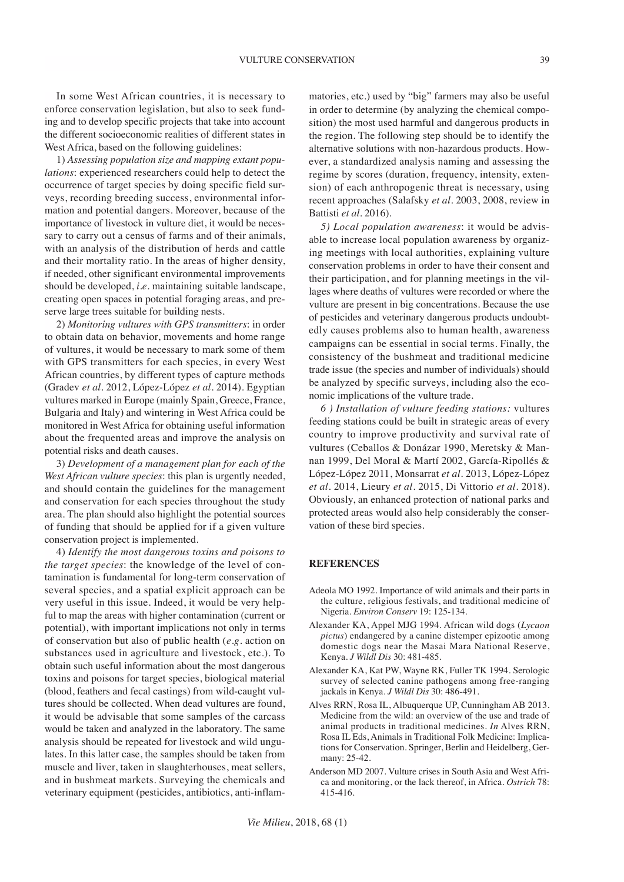In some West African countries, it is necessary to enforce conservation legislation, but also to seek funding and to develop specific projects that take into account the different socioeconomic realities of different states in West Africa, based on the following guidelines:

1) *Assessing population size and mapping extant populations*: experienced researchers could help to detect the occurrence of target species by doing specific field surveys, recording breeding success, environmental information and potential dangers. Moreover, because of the importance of livestock in vulture diet, it would be necessary to carry out a census of farms and of their animals, with an analysis of the distribution of herds and cattle and their mortality ratio. In the areas of higher density, if needed, other significant environmental improvements should be developed, *i.e.* maintaining suitable landscape, creating open spaces in potential foraging areas, and preserve large trees suitable for building nests.

2) *Monitoring vultures with GPS transmitters*: in order to obtain data on behavior, movements and home range of vultures, it would be necessary to mark some of them with GPS transmitters for each species, in every West African countries, by different types of capture methods (Gradev *et al.* 2012, López-López *et al.* 2014). Egyptian vultures marked in Europe (mainly Spain, Greece, France, Bulgaria and Italy) and wintering in West Africa could be monitored in West Africa for obtaining useful information about the frequented areas and improve the analysis on potential risks and death causes.

3) *Development of a management plan for each of the West African vulture species*: this plan is urgently needed, and should contain the guidelines for the management and conservation for each species throughout the study area. The plan should also highlight the potential sources of funding that should be applied for if a given vulture conservation project is implemented.

4) *Identify the most dangerous toxins and poisons to the target species*: the knowledge of the level of contamination is fundamental for long-term conservation of several species, and a spatial explicit approach can be very useful in this issue. Indeed, it would be very helpful to map the areas with higher contamination (current or potential), with important implications not only in terms of conservation but also of public health (*e.g.* action on substances used in agriculture and livestock, etc.). To obtain such useful information about the most dangerous toxins and poisons for target species, biological material (blood, feathers and fecal castings) from wild-caught vultures should be collected. When dead vultures are found, it would be advisable that some samples of the carcass would be taken and analyzed in the laboratory. The same analysis should be repeated for livestock and wild ungulates. In this latter case, the samples should be taken from muscle and liver, taken in slaughterhouses, meat sellers, and in bushmeat markets. Surveying the chemicals and veterinary equipment (pesticides, antibiotics, anti-inflammatories, etc.) used by "big" farmers may also be useful in order to determine (by analyzing the chemical composition) the most used harmful and dangerous products in the region. The following step should be to identify the alternative solutions with non-hazardous products. However, a standardized analysis naming and assessing the regime by scores (duration, frequency, intensity, extension) of each anthropogenic threat is necessary, using recent approaches (Salafsky *et al.* 2003, 2008, review in Battisti *et al.* 2016).

*5) Local population awareness*: it would be advisable to increase local population awareness by organizing meetings with local authorities, explaining vulture conservation problems in order to have their consent and their participation, and for planning meetings in the villages where deaths of vultures were recorded or where the vulture are present in big concentrations. Because the use of pesticides and veterinary dangerous products undoubtedly causes problems also to human health, awareness campaigns can be essential in social terms. Finally, the consistency of the bushmeat and traditional medicine trade issue (the species and number of individuals) should be analyzed by specific surveys, including also the economic implications of the vulture trade.

*6 ) Installation of vulture feeding stations:* vultures feeding stations could be built in strategic areas of every country to improve productivity and survival rate of vultures (Ceballos & Donázar 1990, Meretsky & Mannan 1999, Del Moral & Martí 2002, García-Ripollés & López-López 2011, Monsarrat *et al.* 2013, López-López *et al.* 2014, Lieury *et al.* 2015, Di Vittorio *et al.* 2018). Obviously, an enhanced protection of national parks and protected areas would also help considerably the conservation of these bird species.

## REFERENCES

Adeola MO 1992. Importance of wild animals and their parts in the culture, religious festivals, and traditional medicine of Nigeria. *Environ Conserv* 19: 125-134.

Alexander KA, Appel MJG 1994. African wild dogs (*Lycaon pictus*) endangered by a canine distemper epizootic among domestic dogs near the Masai Mara National Reserve, Kenya. *J Wildl Dis* 30: 481-485.

Alexander KA, Kat PW, Wayne RK, Fuller TK 1994. Serologic survey of selected canine pathogens among free-ranging jackals in Kenya. *J Wildl Dis* 30: 486-491.

Alves RRN, Rosa IL, Albuquerque UP, Cunningham AB 2013. Medicine from the wild: an overview of the use and trade of animal products in traditional medicines. *In* Alves RRN, Rosa IL Eds, Animals in Traditional Folk Medicine: Implications for Conservation. Springer, Berlin and Heidelberg, Germany: 25-42.

Anderson MD 2007. Vulture crises in South Asia and West Africa and monitoring, or the lack thereof, in Africa. *Ostrich* 78: 415-416.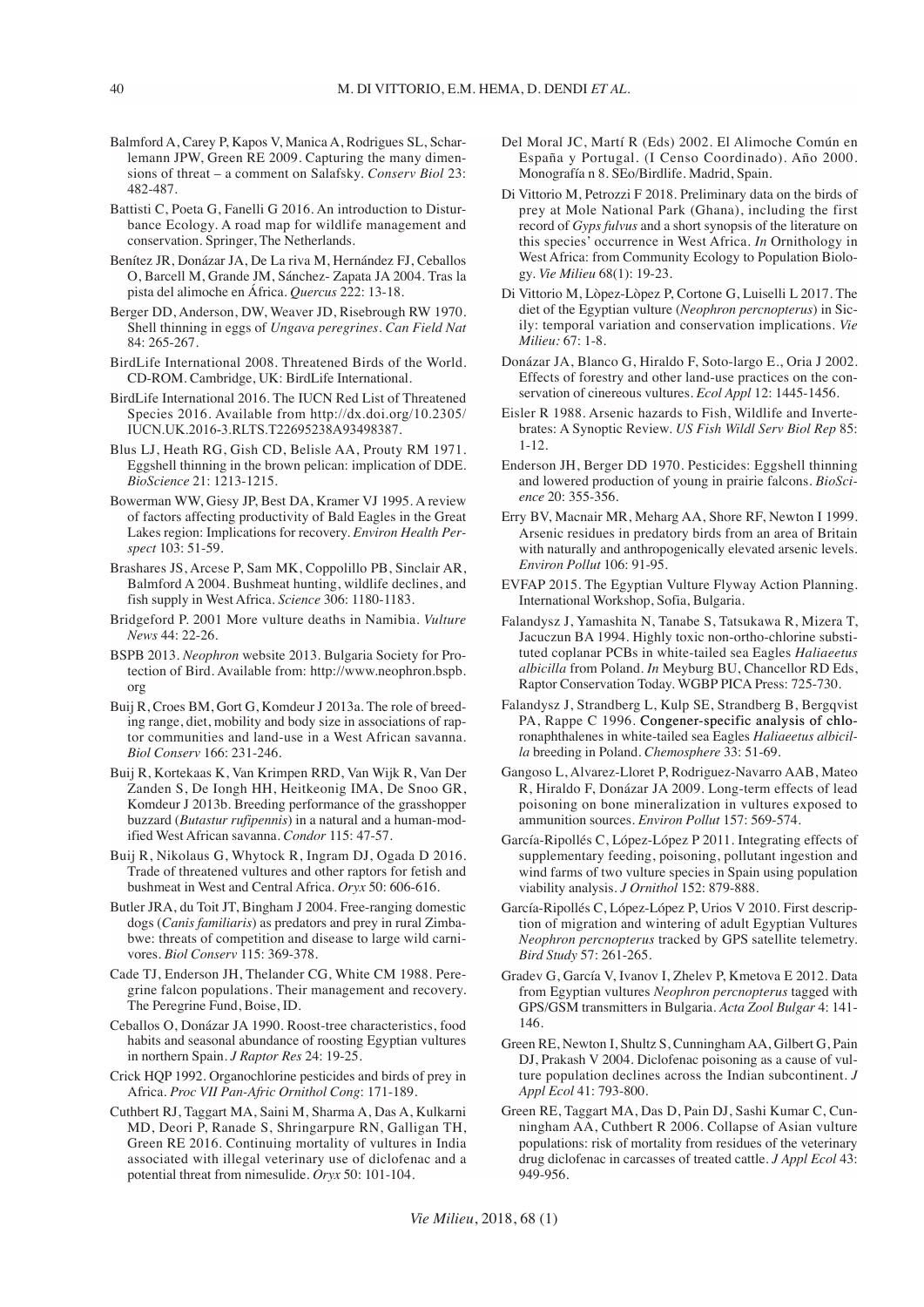Balmford A, Carey P, Kapos V, Manica A, Rodrigues SL, Scharlemann JPW, Green RE 2009. Capturing the many dimensions of threat – a comment on Salafsky. *Conserv Biol* 23: 482-487.

Battisti C, Poeta G, Fanelli G 2016. An introduction to Disturbance Ecology. A road map for wildlife management and conservation. Springer, The Netherlands.

Benítez JR, Donázar JA, De La riva M, Hernández FJ, Ceballos O, Barcell M, Grande JM, Sánchez- Zapata JA 2004. Tras la pista del alimoche en África. *Quercus* 222: 13-18.

Berger DD, Anderson, DW, Weaver JD, Risebrough RW 1970. Shell thinning in eggs of *Ungava peregrines*. *Can Field Nat* 84: 265-267.

BirdLife International 2008. Threatened Birds of the World. CD-ROM. Cambridge, UK: BirdLife International.

BirdLife International 2016. The IUCN Red List of Threatened Species 2016. Available from http://dx.doi.org/10.2305/IUCN.UK.2016-3.RLTS.T22695238A93498387.

Blus LJ, Heath RG, Gish CD, Belisle AA, Prouty RM 1971. Eggshell thinning in the brown pelican: implication of DDE. *BioScience* 21: 1213-1215.

Bowerman WW, Giesy JP, Best DA, Kramer VJ 1995. A review of factors affecting productivity of Bald Eagles in the Great Lakes region: Implications for recovery. *Environ Health Perspect* 103: 51-59.

Brashares JS, Arcese P, Sam MK, Coppolillo PB, Sinclair AR, Balmford A 2004. Bushmeat hunting, wildlife declines, and fish supply in West Africa. *Science* 306: 1180-1183.

Bridgeford P. 2001 More vulture deaths in Namibia. *Vulture News* 44: 22-26.

BSPB 2013. *Neophron* website 2013. Bulgaria Society for Protection of Bird. Available from: http://www.neophron.bspb.org

Buij R, Croes BM, Gort G, Komdeur J 2013a. The role of breeding range, diet, mobility and body size in associations of raptor communities and land-use in a West African savanna. *Biol Conserv* 166: 231-246.

Buij R, Kortekaas K, Van Krimpen RRD, Van Wijk R, Van Der Zanden S, De Iongh HH, Heitkeonig IMA, De Snoo GR, Komdeur J 2013b. Breeding performance of the grasshopper buzzard (*Butastur rufipennis*) in a natural and a human-modified West African savanna. *Condor* 115: 47-57.

Buij R, Nikolaus G, Whytock R, Ingram DJ, Ogada D 2016. Trade of threatened vultures and other raptors for fetish and bushmeat in West and Central Africa. *Oryx* 50: 606-616.

Butler JRA, du Toit JT, Bingham J 2004. Free-ranging domestic dogs (*Canis familiaris*) as predators and prey in rural Zimbabwe: threats of competition and disease to large wild carnivores. *Biol Conserv* 115: 369-378.

Cade TJ, Enderson JH, Thelander CG, White CM 1988. Peregrine falcon populations. Their management and recovery. The Peregrine Fund, Boise, ID.

Ceballos O, Donázar JA 1990. Roost-tree characteristics, food habits and seasonal abundance of roosting Egyptian vultures in northern Spain. *J Raptor Res* 24: 19-25.

Crick HQP 1992. Organochlorine pesticides and birds of prey in Africa. *Proc VII Pan-Afric Ornithol Cong*: 171-189.

Cuthbert RJ, Taggart MA, Saini M, Sharma A, Das A, Kulkarni MD, Deori P, Ranade S, Shringarpure RN, Galligan TH, Green RE 2016. Continuing mortality of vultures in India associated with illegal veterinary use of diclofenac and a potential threat from nimesulide. *Oryx* 50: 101-104.

Del Moral JC, Martí R (Eds) 2002. El Alimoche Común en España y Portugal. (I Censo Coordinado). Año 2000. Monografía n 8. SEo/Birdlife. Madrid, Spain.

Di Vittorio M, Petrozzi F 2018. Preliminary data on the birds of prey at Mole National Park (Ghana), including the first record of *Gyps fulvus* and a short synopsis of the literature on this species' occurrence in West Africa. *In* Ornithology in West Africa: from Community Ecology to Population Biology. *Vie Milieu* 68(1): 19-23.

Di Vittorio M, Lòpez-Lòpez P, Cortone G, Luiselli L 2017. The diet of the Egyptian vulture (*Neophron percnopterus*) in Sicily: temporal variation and conservation implications. *Vie Milieu:* 67: 1-8.

Donázar JA, Blanco G, Hiraldo F, Soto-largo E., Oria J 2002. Effects of forestry and other land-use practices on the conservation of cinereous vultures. *Ecol Appl* 12: 1445-1456.

Eisler R 1988. Arsenic hazards to Fish, Wildlife and Invertebrates: A Synoptic Review. *US Fish Wildl Serv Biol Rep* 85: 1-12.

Enderson JH, Berger DD 1970. Pesticides: Eggshell thinning and lowered production of young in prairie falcons. *BioScience* 20: 355-356.

Erry BV, Macnair MR, Meharg AA, Shore RF, Newton I 1999. Arsenic residues in predatory birds from an area of Britain with naturally and anthropogenically elevated arsenic levels. *Environ Pollut* 106: 91-95.

EVFAP 2015. The Egyptian Vulture Flyway Action Planning. International Workshop, Sofia, Bulgaria.

Falandysz J, Yamashita N, Tanabe S, Tatsukawa R, Mizera T, Jacuczun BA 1994. Highly toxic non-ortho-chlorine substituted coplanar PCBs in white-tailed sea Eagles *Haliaeetus albicilla* from Poland. *In* Meyburg BU, Chancellor RD Eds, Raptor Conservation Today. WGBP PICA Press: 725-730.

Falandysz J, Strandberg L, Kulp SE, Strandberg B, Bergqvist PA, Rappe C 1996. Congener-specific analysis of chloronaphthalenes in white-tailed sea Eagles *Haliaeetus albicilla* breeding in Poland. *Chemosphere* 33: 51-69.

Gangoso L, Alvarez-Lloret P, Rodriguez-Navarro AAB, Mateo R, Hiraldo F, Donázar JA 2009. Long-term effects of lead poisoning on bone mineralization in vultures exposed to ammunition sources. *Environ Pollut* 157: 569-574.

García-Ripollés C, López-López P 2011. Integrating effects of supplementary feeding, poisoning, pollutant ingestion and wind farms of two vulture species in Spain using population viability analysis. *J Ornithol* 152: 879-888.

García-Ripollés C, López-López P, Urios V 2010. First description of migration and wintering of adult Egyptian Vultures *Neophron percnopterus* tracked by GPS satellite telemetry. *Bird Study* 57: 261-265.

Gradev G, García V, Ivanov I, Zhelev P, Kmetova E 2012. Data from Egyptian vultures *Neophron percnopterus* tagged with GPS/GSM transmitters in Bulgaria. *Acta Zool Bulgar* 4: 141-146.

Green RE, Newton I, Shultz S, Cunningham AA, Gilbert G, Pain DJ, Prakash V 2004. Diclofenac poisoning as a cause of vulture population declines across the Indian subcontinent. *J Appl Ecol* 41: 793-800.

Green RE, Taggart MA, Das D, Pain DJ, Sashi Kumar C, Cunningham AA, Cuthbert R 2006. Collapse of Asian vulture populations: risk of mortality from residues of the veterinary drug diclofenac in carcasses of treated cattle. *J Appl Ecol* 43: 949-956.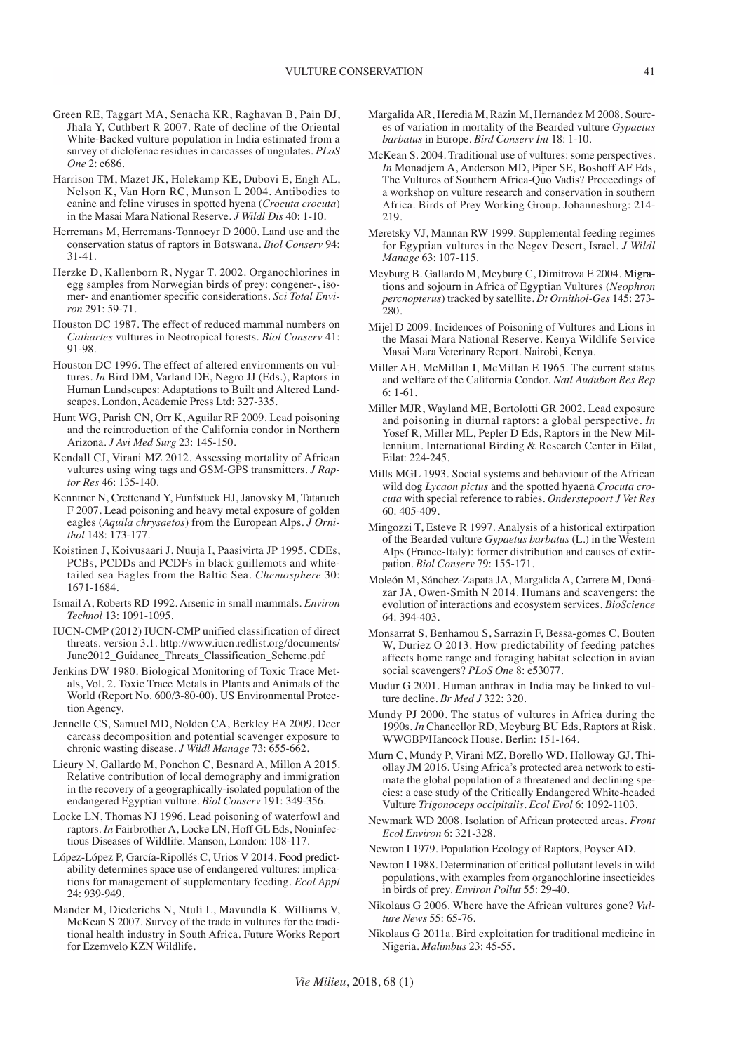Green RE, Taggart MA, Senacha KR, Raghavan B, Pain DJ, Jhala Y, Cuthbert R 2007. Rate of decline of the Oriental White-Backed vulture population in India estimated from a survey of diclofenac residues in carcasses of ungulates. *PLoS One* 2: e686.

Harrison TM, Mazet JK, Holekamp KE, Dubovi E, Engh AL, Nelson K, Van Horn RC, Munson L 2004. Antibodies to canine and feline viruses in spotted hyena (*Crocuta crocuta*) in the Masai Mara National Reserve. *J Wildl Dis* 40: 1-10.

Herremans M, Herremans-Tonnoeyr D 2000. Land use and the conservation status of raptors in Botswana. *Biol Conserv* 94: 31-41.

Herzke D, Kallenborn R, Nygar T. 2002. Organochlorines in egg samples from Norwegian birds of prey: congener-, isomer- and enantiomer specific considerations. *Sci Total Environ* 291: 59-71.

Houston DC 1987. The effect of reduced mammal numbers on *Cathartes* vultures in Neotropical forests. *Biol Conserv* 41: 91-98.

Houston DC 1996. The effect of altered environments on vultures. *In* Bird DM, Varland DE, Negro JJ (Eds.), Raptors in Human Landscapes: Adaptations to Built and Altered Landscapes. London, Academic Press Ltd: 327-335.

Hunt WG, Parish CN, Orr K, Aguilar RF 2009. Lead poisoning and the reintroduction of the California condor in Northern Arizona. *J Avi Med Surg* 23: 145-150.

Kendall CJ, Virani MZ 2012. Assessing mortality of African vultures using wing tags and GSM-GPS transmitters. *J Raptor Res* 46: 135-140.

Kenntner N, Crettenand Y, Funfstuck HJ, Janovsky M, Tataruch F 2007. Lead poisoning and heavy metal exposure of golden eagles (*Aquila chrysaetos*) from the European Alps. *J Ornithol* 148: 173-177.

Koistinen J, Koivusaari J, Nuuja I, Paasivirta JP 1995. CDEs, PCBs, PCDDs and PCDFs in black guillemots and white-tailed sea Eagles from the Baltic Sea. *Chemosphere* 30: 1671-1684.

Ismail A, Roberts RD 1992. Arsenic in small mammals. *Environ Technol* 13: 1091-1095.

IUCN-CMP (2012) IUCN-CMP unified classification of direct threats. version 3.1. http://www.iucn.redlist.org/documents/June2012_Guidance_Threats_Classification_Scheme.pdf

Jenkins DW 1980. Biological Monitoring of Toxic Trace Metals, Vol. 2. Toxic Trace Metals in Plants and Animals of the World (Report No. 600/3-80-00). US Environmental Protection Agency.

Jennelle CS, Samuel MD, Nolden CA, Berkley EA 2009. Deer carcass decomposition and potential scavenger exposure to chronic wasting disease. *J Wildl Manage* 73: 655-662.

Lieury N, Gallardo M, Ponchon C, Besnard A, Millon A 2015. Relative contribution of local demography and immigration in the recovery of a geographically-isolated population of the endangered Egyptian vulture. *Biol Conserv* 191: 349-356.

Locke LN, Thomas NJ 1996. Lead poisoning of waterfowl and raptors. *In* Fairbrother A, Locke LN, Hoff GL Eds, Noninfectious Diseases of Wildlife. Manson, London: 108-117.

López-López P, García-Ripollés C, Urios V 2014. Food predictability determines space use of endangered vultures: implications for management of supplementary feeding. *Ecol Appl* 24: 939-949.

Mander M, Diederichs N, Ntuli L, Mavundla K. Williams V, McKean S 2007. Survey of the trade in vultures for the traditional health industry in South Africa. Future Works Report for Ezemvelo KZN Wildlife.

Margalida AR, Heredia M, Razin M, Hernandez M 2008. Sources of variation in mortality of the Bearded vulture *Gypaetus barbatus* in Europe. *Bird Conserv Int* 18: 1-10.

McKean S. 2004. Traditional use of vultures: some perspectives. *In* Monadjem A, Anderson MD, Piper SE, Boshoff AF Eds, The Vultures of Southern Africa-Quo Vadis? Proceedings of a workshop on vulture research and conservation in southern Africa. Birds of Prey Working Group. Johannesburg: 214-219.

Meretsky VJ, Mannan RW 1999. Supplemental feeding regimes for Egyptian vultures in the Negev Desert, Israel. *J Wildl Manage* 63: 107-115.

Meyburg B. Gallardo M, Meyburg C, Dimitrova E 2004. Migrations and sojourn in Africa of Egyptian Vultures (*Neophron percnopterus*) tracked by satellite. *Dt Ornithol-Ges* 145: 273-280.

Mijel D 2009. Incidences of Poisoning of Vultures and Lions in the Masai Mara National Reserve. Kenya Wildlife Service Masai Mara Veterinary Report. Nairobi, Kenya.

Miller AH, McMillan I, McMillan E 1965. The current status and welfare of the California Condor. *Natl Audubon Res Rep* 6: 1-61.

Miller MJR, Wayland ME, Bortolotti GR 2002. Lead exposure and poisoning in diurnal raptors: a global perspective. *In* Yosef R, Miller ML, Pepler D Eds, Raptors in the New Millennium. International Birding & Research Center in Eilat, Eilat: 224-245.

Mills MGL 1993. Social systems and behaviour of the African wild dog *Lycaon pictus* and the spotted hyaena *Crocuta crocuta* with special reference to rabies. *Onderstepoort J Vet Res* 60: 405-409.

Mingozzi T, Esteve R 1997. Analysis of a historical extirpation of the Bearded vulture *Gypaetus barbatus* (L.) in the Western Alps (France-Italy): former distribution and causes of extirpation. *Biol Conserv* 79: 155-171.

Moleón M, Sánchez-Zapata JA, Margalida A, Carrete M, Donázar JA, Owen-Smith N 2014. Humans and scavengers: the evolution of interactions and ecosystem services. *BioScience* 64: 394-403.

Monsarrat S, Benhamou S, Sarrazin F, Bessa-gomes C, Bouten W, Duriez O 2013. How predictability of feeding patches affects home range and foraging habitat selection in avian social scavengers? *PLoS One* 8: e53077.

Mudur G 2001. Human anthrax in India may be linked to vulture decline. *Br Med J* 322: 320.

Mundy PJ 2000. The status of vultures in Africa during the 1990s. *In* Chancellor RD, Meyburg BU Eds, Raptors at Risk. WWGBP/Hancock House. Berlin: 151-164.

Murn C, Mundy P, Virani MZ, Borello WD, Holloway GJ, Thiollay JM 2016. Using Africa's protected area network to estimate the global population of a threatened and declining species: a case study of the Critically Endangered White-headed Vulture *Trigonoceps occipitalis*. *Ecol Evol* 6: 1092-1103.

Newmark WD 2008. Isolation of African protected areas. *Front Ecol Environ* 6: 321-328.

Newton I 1979. Population Ecology of Raptors, Poyser AD.

Newton I 1988. Determination of critical pollutant levels in wild populations, with examples from organochlorine insecticides in birds of prey. *Environ Pollut* 55: 29-40.

Nikolaus G 2006. Where have the African vultures gone? *Vulture News* 55: 65-76.

Nikolaus G 2011a. Bird exploitation for traditional medicine in Nigeria. *Malimbus* 23: 45-55.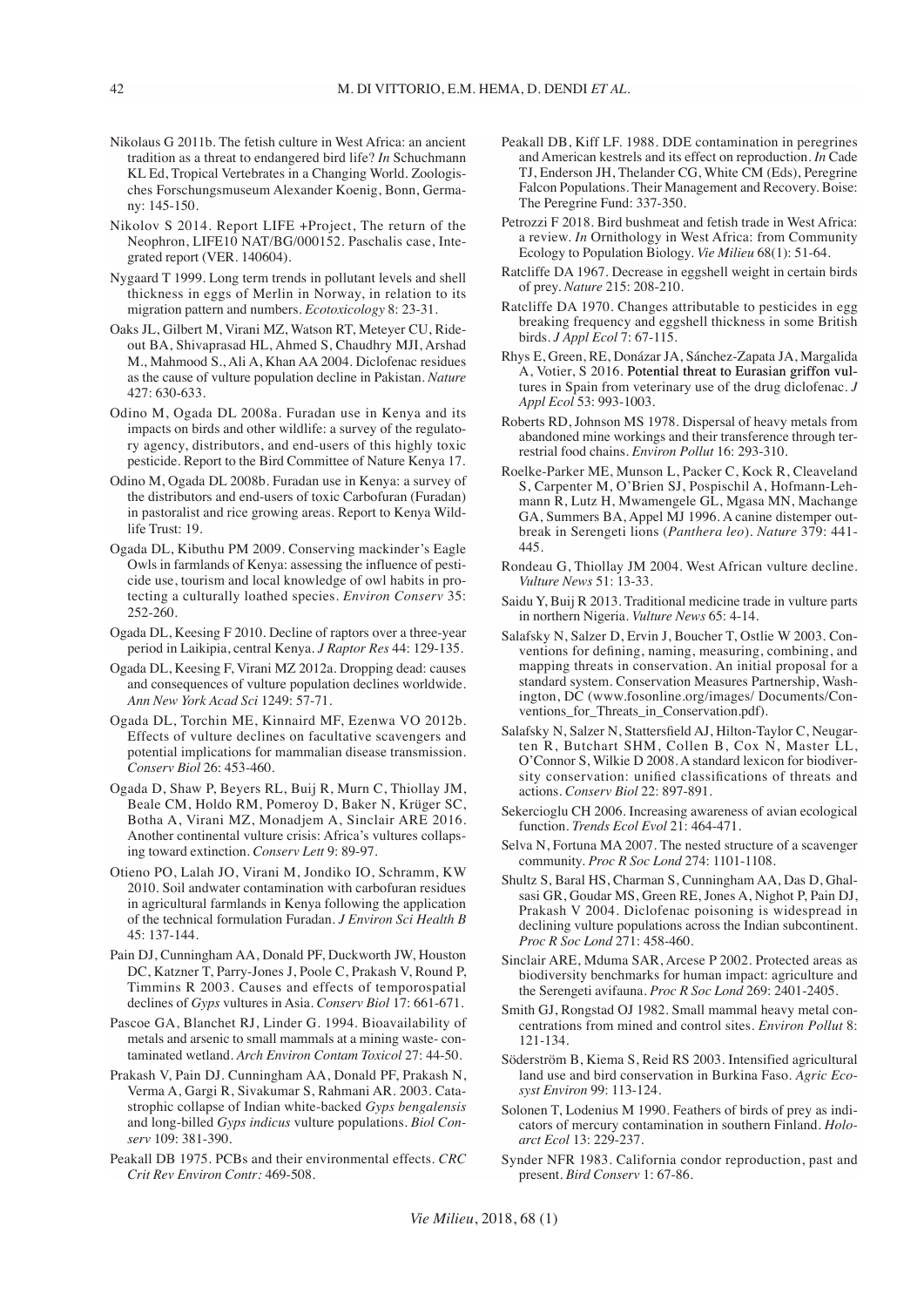Nikolaus G 2011b. The fetish culture in West Africa: an ancient tradition as a threat to endangered bird life? *In* Schuchmann KL Ed, Tropical Vertebrates in a Changing World. Zoologisches Forschungsmuseum Alexander Koenig, Bonn, Germany: 145-150.

Nikolov S 2014. Report LIFE +Project, The return of the Neophron, LIFE10 NAT/BG/000152. Paschalis case, Integrated report (VER. 140604).

Nygaard T 1999. Long term trends in pollutant levels and shell thickness in eggs of Merlin in Norway, in relation to its migration pattern and numbers. *Ecotoxicology* 8: 23-31.

Oaks JL, Gilbert M, Virani MZ, Watson RT, Meteyer CU, Rideout BA, Shivaprasad HL, Ahmed S, Chaudhry MJI, Arshad M., Mahmood S., Ali A, Khan AA 2004. Diclofenac residues as the cause of vulture population decline in Pakistan. *Nature* 427: 630-633.

Odino M, Ogada DL 2008a. Furadan use in Kenya and its impacts on birds and other wildlife: a survey of the regulatory agency, distributors, and end-users of this highly toxic pesticide. Report to the Bird Committee of Nature Kenya 17.

Odino M, Ogada DL 2008b. Furadan use in Kenya: a survey of the distributors and end-users of toxic Carbofuran (Furadan) in pastoralist and rice growing areas. Report to Kenya Wildlife Trust: 19.

Ogada DL, Kibuthu PM 2009. Conserving mackinder's Eagle Owls in farmlands of Kenya: assessing the influence of pesticide use, tourism and local knowledge of owl habits in protecting a culturally loathed species. *Environ Conserv* 35: 252-260.

Ogada DL, Keesing F 2010. Decline of raptors over a three-year period in Laikipia, central Kenya. *J Raptor Res* 44: 129-135.

Ogada DL, Keesing F, Virani MZ 2012a. Dropping dead: causes and consequences of vulture population declines worldwide. *Ann New York Acad Sci* 1249: 57-71.

Ogada DL, Torchin ME, Kinnaird MF, Ezenwa VO 2012b. Effects of vulture declines on facultative scavengers and potential implications for mammalian disease transmission. *Conserv Biol* 26: 453-460.

Ogada D, Shaw P, Beyers RL, Buij R, Murn C, Thiollay JM, Beale CM, Holdo RM, Pomeroy D, Baker N, Krüger SC, Botha A, Virani MZ, Monadjem A, Sinclair ARE 2016. Another continental vulture crisis: Africa's vultures collapsing toward extinction. *Conserv Lett* 9: 89-97.

Otieno PO, Lalah JO, Virani M, Jondiko IO, Schramm, KW 2010. Soil andwater contamination with carbofuran residues in agricultural farmlands in Kenya following the application of the technical formulation Furadan. *J Environ Sci Health B* 45: 137-144.

Pain DJ, Cunningham AA, Donald PF, Duckworth JW, Houston DC, Katzner T, Parry-Jones J, Poole C, Prakash V, Round P, Timmins R 2003. Causes and effects of temporospatial declines of *Gyps* vultures in Asia. *Conserv Biol* 17: 661-671.

Pascoe GA, Blanchet RJ, Linder G. 1994. Bioavailability of metals and arsenic to small mammals at a mining waste- contaminated wetland. *Arch Environ Contam Toxicol* 27: 44-50.

Prakash V, Pain DJ. Cunningham AA, Donald PF, Prakash N, Verma A, Gargi R, Sivakumar S, Rahmani AR. 2003. Catastrophic collapse of Indian white-backed *Gyps bengalensis* and long-billed *Gyps indicus* vulture populations. *Biol Conserv* 109: 381-390.

Peakall DB 1975. PCBs and their environmental effects. *CRC Crit Rev Environ Contr:* 469-508.

Peakall DB, Kiff LF. 1988. DDE contamination in peregrines and American kestrels and its effect on reproduction. *In* Cade TJ, Enderson JH, Thelander CG, White CM (Eds), Peregrine Falcon Populations. Their Management and Recovery. Boise: The Peregrine Fund: 337-350.

Petrozzi F 2018. Bird bushmeat and fetish trade in West Africa: a review. *In* Ornithology in West Africa: from Community Ecology to Population Biology. *Vie Milieu* 68(1): 51-64.

Ratcliffe DA 1967. Decrease in eggshell weight in certain birds of prey. *Nature* 215: 208-210.

Ratcliffe DA 1970. Changes attributable to pesticides in egg breaking frequency and eggshell thickness in some British birds. *J Appl Ecol* 7: 67-115.

Rhys E, Green, RE, Donázar JA, Sánchez-Zapata JA, Margalida A, Votier, S 2016. Potential threat to Eurasian griffon vultures in Spain from veterinary use of the drug diclofenac. *J Appl Ecol* 53: 993-1003.

Roberts RD, Johnson MS 1978. Dispersal of heavy metals from abandoned mine workings and their transference through terrestrial food chains. *Environ Pollut* 16: 293-310.

Roelke-Parker ME, Munson L, Packer C, Kock R, Cleaveland S, Carpenter M, O'Brien SJ, Pospischil A, Hofmann-Lehmann R, Lutz H, Mwamengele GL, Mgasa MN, Machange GA, Summers BA, Appel MJ 1996. A canine distemper outbreak in Serengeti lions (*Panthera leo*). *Nature* 379: 441-445.

Rondeau G, Thiollay JM 2004. West African vulture decline. *Vulture News* 51: 13-33.

Saidu Y, Buij R 2013. Traditional medicine trade in vulture parts in northern Nigeria. *Vulture News* 65: 4-14.

Salafsky N, Salzer D, Ervin J, Boucher T, Ostlie W 2003. Conventions for defining, naming, measuring, combining, and mapping threats in conservation. An initial proposal for a standard system. Conservation Measures Partnership, Washington, DC (www.fosonline.org/images/ Documents/Conventions_for_Threats_in_Conservation.pdf).

Salafsky N, Salzer N, Stattersfield AJ, Hilton-Taylor C, Neugarten R, Butchart SHM, Collen B, Cox N, Master LL, O'Connor S, Wilkie D 2008. A standard lexicon for biodiversity conservation: unified classifications of threats and actions. *Conserv Biol* 22: 897-891.

Sekercioglu CH 2006. Increasing awareness of avian ecological function. *Trends Ecol Evol* 21: 464-471.

Selva N, Fortuna MA 2007. The nested structure of a scavenger community. *Proc R Soc Lond* 274: 1101-1108.

Shultz S, Baral HS, Charman S, Cunningham AA, Das D, Ghalsasi GR, Goudar MS, Green RE, Jones A, Nighot P, Pain DJ, Prakash V 2004. Diclofenac poisoning is widespread in declining vulture populations across the Indian subcontinent. *Proc R Soc Lond* 271: 458-460.

Sinclair ARE, Mduma SAR, Arcese P 2002. Protected areas as biodiversity benchmarks for human impact: agriculture and the Serengeti avifauna. *Proc R Soc Lond* 269: 2401-2405.

Smith GJ, Rongstad OJ 1982. Small mammal heavy metal concentrations from mined and control sites. *Environ Pollut* 8: 121-134.

Söderström B, Kiema S, Reid RS 2003. Intensified agricultural land use and bird conservation in Burkina Faso. *Agric Ecosyst Environ* 99: 113-124.

Solonen T, Lodenius M 1990. Feathers of birds of prey as indicators of mercury contamination in southern Finland. *Holoarct Ecol* 13: 229-237.

Synder NFR 1983. California condor reproduction, past and present. *Bird Conserv* 1: 67-86.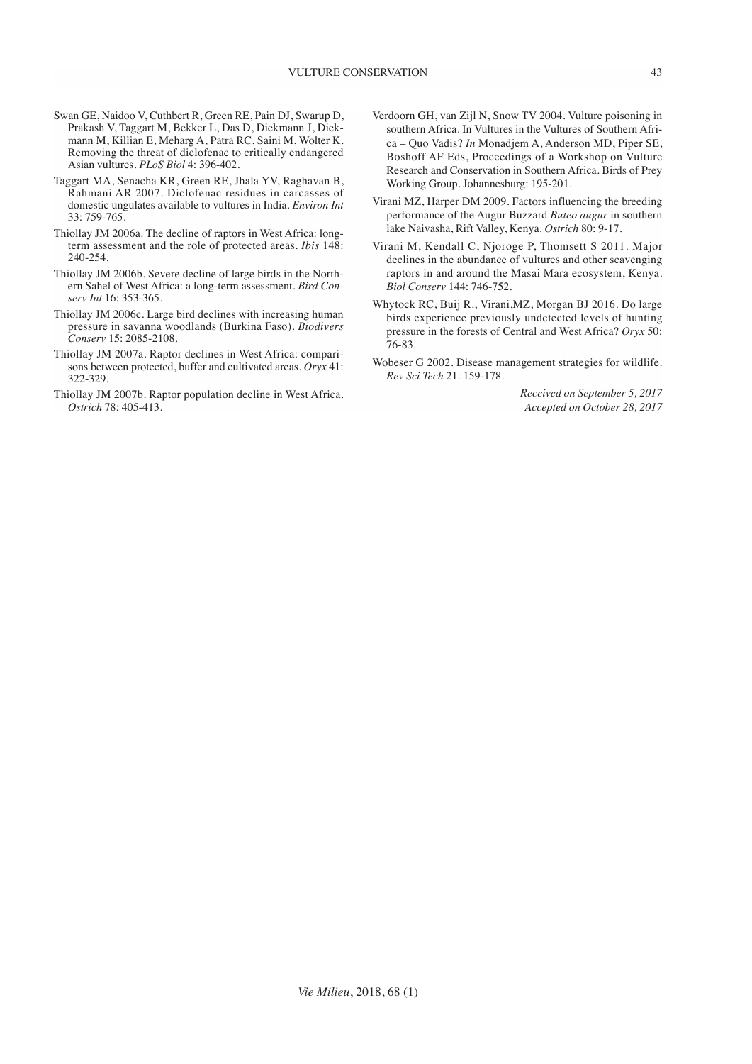Swan GE, Naidoo V, Cuthbert R, Green RE, Pain DJ, Swarup D, Prakash V, Taggart M, Bekker L, Das D, Diekmann J, Diekmann M, Killian E, Meharg A, Patra RC, Saini M, Wolter K. Removing the threat of diclofenac to critically endangered Asian vultures. *PLoS Biol* 4: 396-402.

Taggart MA, Senacha KR, Green RE, Jhala YV, Raghavan B, Rahmani AR 2007. Diclofenac residues in carcasses of domestic ungulates available to vultures in India. *Environ Int* 33: 759-765.

Thiollay JM 2006a. The decline of raptors in West Africa: long-term assessment and the role of protected areas. *Ibis* 148: 240-254.

Thiollay JM 2006b. Severe decline of large birds in the Northern Sahel of West Africa: a long-term assessment. *Bird Conserv Int* 16: 353-365.

Thiollay JM 2006c. Large bird declines with increasing human pressure in savanna woodlands (Burkina Faso). *Biodivers Conserv* 15: 2085-2108.

Thiollay JM 2007a. Raptor declines in West Africa: comparisons between protected, buffer and cultivated areas. *Oryx* 41: 322-329.

Thiollay JM 2007b. Raptor population decline in West Africa. *Ostrich* 78: 405-413.

Verdoorn GH, van Zijl N, Snow TV 2004. Vulture poisoning in southern Africa. In Vultures in the Vultures of Southern Africa – Quo Vadis? *In* Monadjem A, Anderson MD, Piper SE, Boshoff AF Eds, Proceedings of a Workshop on Vulture Research and Conservation in Southern Africa. Birds of Prey Working Group. Johannesburg: 195-201.

Virani MZ, Harper DM 2009. Factors influencing the breeding performance of the Augur Buzzard *Buteo augur* in southern lake Naivasha, Rift Valley, Kenya. *Ostrich* 80: 9-17.

Virani M, Kendall C, Njoroge P, Thomsett S 2011. Major declines in the abundance of vultures and other scavenging raptors in and around the Masai Mara ecosystem, Kenya. *Biol Conserv* 144: 746-752.

Whytock RC, Buij R., Virani,MZ, Morgan BJ 2016. Do large birds experience previously undetected levels of hunting pressure in the forests of Central and West Africa? *Oryx* 50: 76-83.

Wobeser G 2002. Disease management strategies for wildlife. *Rev Sci Tech* 21: 159-178.

*Received on September 5, 2017*
*Accepted on October 28, 2017*